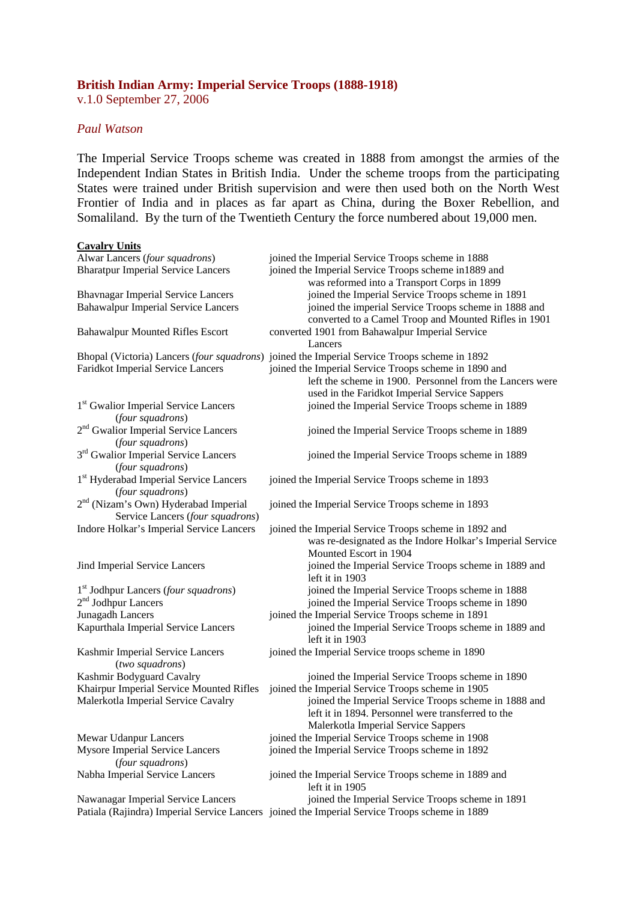**British Indian Army: Imperial Service Troops (1888-1918)**
v.1.0 September 27, 2006

*Paul Watson*

The Imperial Service Troops scheme was created in 1888 from amongst the armies of the Independent Indian States in British India. Under the scheme troops from the participating States were trained under British supervision and were then used both on the North West Frontier of India and in places as far apart as China, during the Boxer Rebellion, and Somaliland. By the turn of the Twentieth Century the force numbered about 19,000 men.

**Cavalry Units**

| | |
|---|---|
| Alwar Lancers (*four squadrons*) | joined the Imperial Service Troops scheme in 1888 |
| Bharatpur Imperial Service Lancers | joined the Imperial Service Troops scheme in1889 and was reformed into a Transport Corps in 1899 |
| Bhavnagar Imperial Service Lancers | joined the Imperial Service Troops scheme in 1891 |
| Bahawalpur Imperial Service Lancers | joined the imperial Service Troops scheme in 1888 and converted to a Camel Troop and Mounted Rifles in 1901 |
| Bahawalpur Mounted Rifles Escort | converted 1901 from Bahawalpur Imperial Service Lancers |
| Bhopal (Victoria) Lancers (*four squadrons*) | joined the Imperial Service Troops scheme in 1892 |
| Faridkot Imperial Service Lancers | joined the Imperial Service Troops scheme in 1890 and left the scheme in 1900. Personnel from the Lancers were used in the Faridkot Imperial Service Sappers |
| 1st Gwalior Imperial Service Lancers (*four squadrons*) | joined the Imperial Service Troops scheme in 1889 |
| 2nd Gwalior Imperial Service Lancers (*four squadrons*) | joined the Imperial Service Troops scheme in 1889 |
| 3rd Gwalior Imperial Service Lancers (*four squadrons*) | joined the Imperial Service Troops scheme in 1889 |
| 1st Hyderabad Imperial Service Lancers (*four squadrons*) | joined the Imperial Service Troops scheme in 1893 |
| 2nd (Nizam's Own) Hyderabad Imperial Service Lancers (*four squadrons*) | joined the Imperial Service Troops scheme in 1893 |
| Indore Holkar's Imperial Service Lancers | joined the Imperial Service Troops scheme in 1892 and was re-designated as the Indore Holkar's Imperial Service Mounted Escort in 1904 |
| Jind Imperial Service Lancers | joined the Imperial Service Troops scheme in 1889 and left it in 1903 |
| 1st Jodhpur Lancers (*four squadrons*) | joined the Imperial Service Troops scheme in 1888 |
| 2nd Jodhpur Lancers | joined the Imperial Service Troops scheme in 1890 |
| Junagadh Lancers | joined the Imperial Service Troops scheme in 1891 |
| Kapurthala Imperial Service Lancers | joined the Imperial Service Troops scheme in 1889 and left it in 1903 |
| Kashmir Imperial Service Lancers (*two squadrons*) | joined the Imperial Service troops scheme in 1890 |
| Kashmir Bodyguard Cavalry | joined the Imperial Service Troops scheme in 1890 |
| Khairpur Imperial Service Mounted Rifles | joined the Imperial Service Troops scheme in 1905 |
| Malerkotla Imperial Service Cavalry | joined the Imperial Service Troops scheme in 1888 and left it in 1894. Personnel were transferred to the Malerkotla Imperial Service Sappers |
| Mewar Udanpur Lancers | joined the Imperial Service Troops scheme in 1908 |
| Mysore Imperial Service Lancers (*four squadrons*) | joined the Imperial Service Troops scheme in 1892 |
| Nabha Imperial Service Lancers | joined the Imperial Service Troops scheme in 1889 and left it in 1905 |
| Nawanagar Imperial Service Lancers | joined the Imperial Service Troops scheme in 1891 |
| Patiala (Rajindra) Imperial Service Lancers | joined the Imperial Service Troops scheme in 1889 |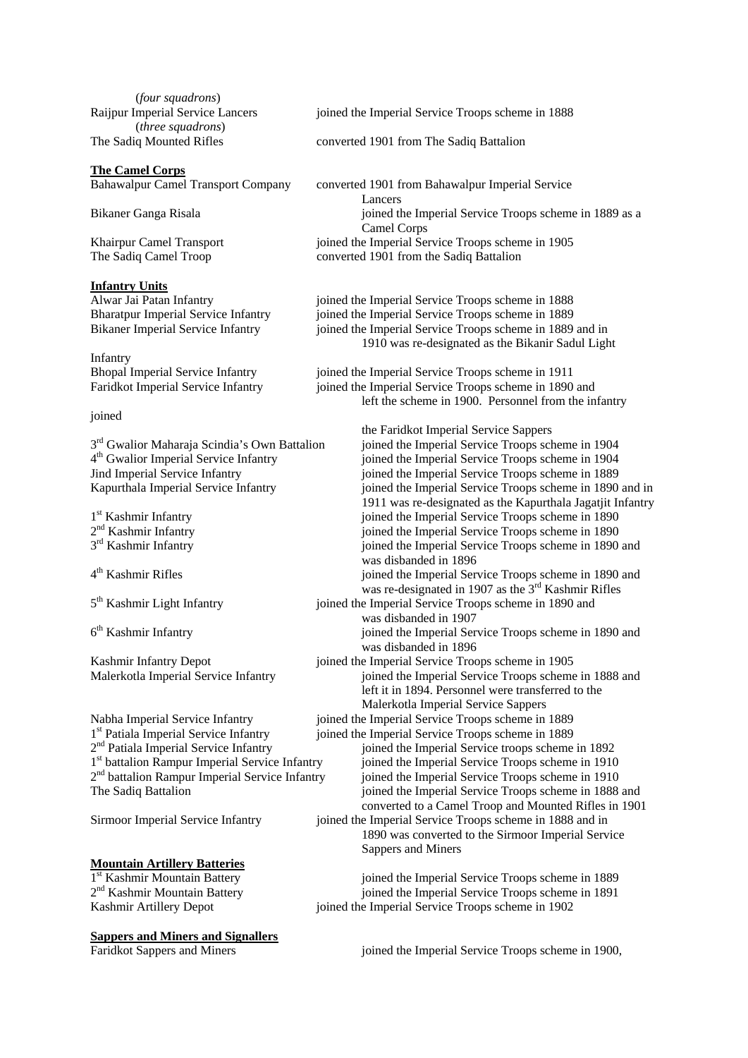(*four squadrons*)

Raijpur Imperial Service Lancers — joined the Imperial Service Troops scheme in 1888

(*three squadrons*)

The Sadiq Mounted Rifles — converted 1901 from The Sadiq Battalion

**The Camel Corps**

| | |
|---|---|
| Bahawalpur Camel Transport Company | converted 1901 from Bahawalpur Imperial Service Lancers |
| Bikaner Ganga Risala | joined the Imperial Service Troops scheme in 1889 as a Camel Corps |
| Khairpur Camel Transport | joined the Imperial Service Troops scheme in 1905 |
| The Sadiq Camel Troop | converted 1901 from the Sadiq Battalion |

**Infantry Units**

| | |
|---|---|
| Alwar Jai Patan Infantry | joined the Imperial Service Troops scheme in 1888 |
| Bharatpur Imperial Service Infantry | joined the Imperial Service Troops scheme in 1889 |
| Bikaner Imperial Service Infantry | joined the Imperial Service Troops scheme in 1889 and in 1910 was re-designated as the Bikanir Sadul Light Infantry |
| Bhopal Imperial Service Infantry | joined the Imperial Service Troops scheme in 1911 |
| Faridkot Imperial Service Infantry | joined the Imperial Service Troops scheme in 1890 and left the scheme in 1900. Personnel from the infantry joined the Faridkot Imperial Service Sappers |
| 3rd Gwalior Maharaja Scindia's Own Battalion | joined the Imperial Service Troops scheme in 1904 |
| 4th Gwalior Imperial Service Infantry | joined the Imperial Service Troops scheme in 1904 |
| Jind Imperial Service Infantry | joined the Imperial Service Troops scheme in 1889 |
| Kapurthala Imperial Service Infantry | joined the Imperial Service Troops scheme in 1890 and in 1911 was re-designated as the Kapurthala Jagatjit Infantry |
| 1st Kashmir Infantry | joined the Imperial Service Troops scheme in 1890 |
| 2nd Kashmir Infantry | joined the Imperial Service Troops scheme in 1890 |
| 3rd Kashmir Infantry | joined the Imperial Service Troops scheme in 1890 and was disbanded in 1896 |
| 4th Kashmir Rifles | joined the Imperial Service Troops scheme in 1890 and was re-designated in 1907 as the 3rd Kashmir Rifles |
| 5th Kashmir Light Infantry | joined the Imperial Service Troops scheme in 1890 and was disbanded in 1907 |
| 6th Kashmir Infantry | joined the Imperial Service Troops scheme in 1890 and was disbanded in 1896 |
| Kashmir Infantry Depot | joined the Imperial Service Troops scheme in 1905 |
| Malerkotla Imperial Service Infantry | joined the Imperial Service Troops scheme in 1888 and left it in 1894. Personnel were transferred to the Malerkotla Imperial Service Sappers |
| Nabha Imperial Service Infantry | joined the Imperial Service Troops scheme in 1889 |
| 1st Patiala Imperial Service Infantry | joined the Imperial Service Troops scheme in 1889 |
| 2nd Patiala Imperial Service Infantry | joined the Imperial Service troops scheme in 1892 |
| 1st battalion Rampur Imperial Service Infantry | joined the Imperial Service Troops scheme in 1910 |
| 2nd battalion Rampur Imperial Service Infantry | joined the Imperial Service Troops scheme in 1910 |
| The Sadiq Battalion | joined the Imperial Service Troops scheme in 1888 and converted to a Camel Troop and Mounted Rifles in 1901 |
| Sirmoor Imperial Service Infantry | joined the Imperial Service Troops scheme in 1888 and in 1890 was converted to the Sirmoor Imperial Service Sappers and Miners |

**Mountain Artillery Batteries**

| | |
|---|---|
| 1st Kashmir Mountain Battery | joined the Imperial Service Troops scheme in 1889 |
| 2nd Kashmir Mountain Battery | joined the Imperial Service Troops scheme in 1891 |
| Kashmir Artillery Depot | joined the Imperial Service Troops scheme in 1902 |

**Sappers and Miners and Signallers**

| | |
|---|---|
| Faridkot Sappers and Miners | joined the Imperial Service Troops scheme in 1900, |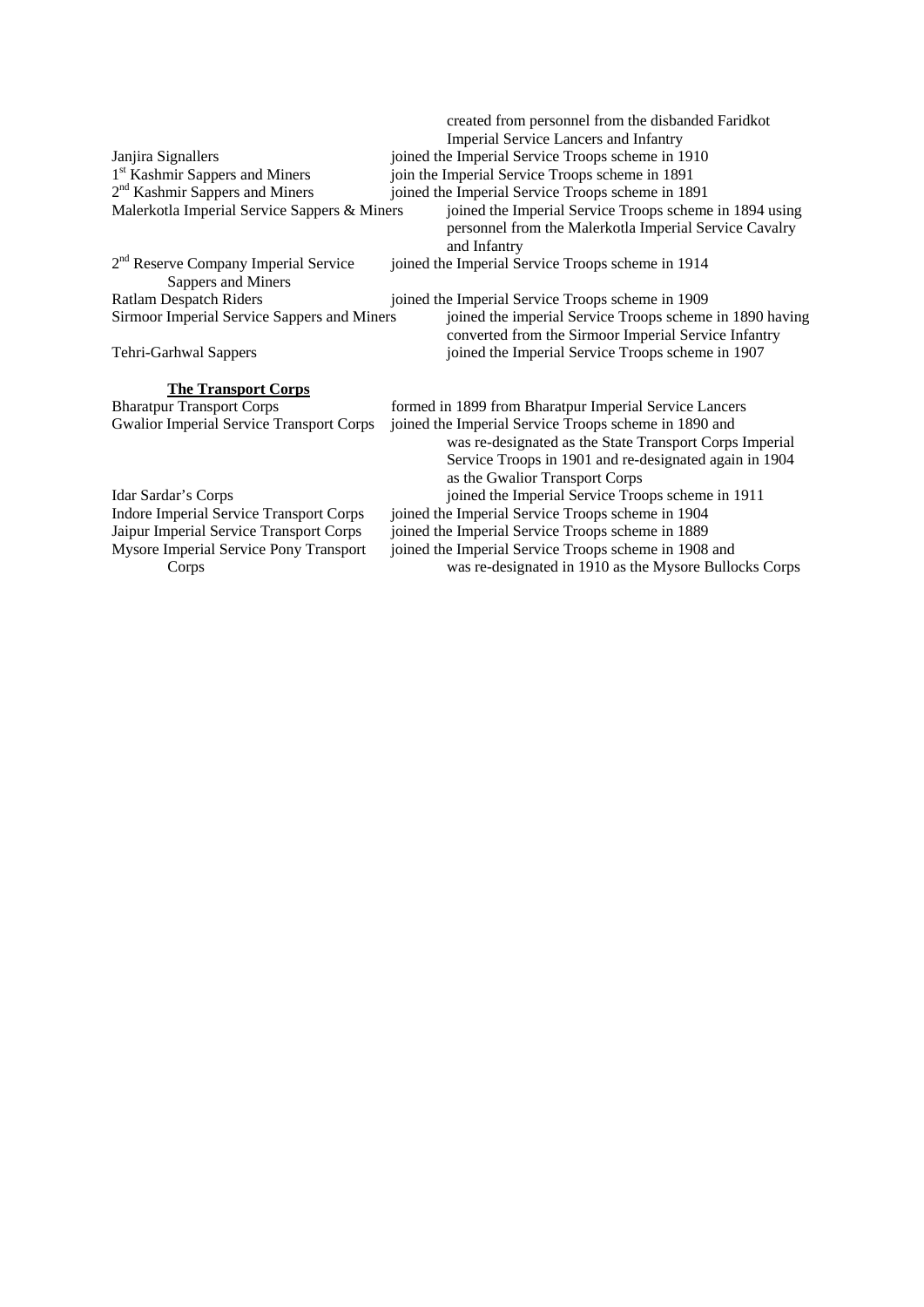| | |
|---|---|
| | created from personnel from the disbanded Faridkot Imperial Service Lancers and Infantry |
| Janjira Signallers | joined the Imperial Service Troops scheme in 1910 |
| 1st Kashmir Sappers and Miners | join the Imperial Service Troops scheme in 1891 |
| 2nd Kashmir Sappers and Miners | joined the Imperial Service Troops scheme in 1891 |
| Malerkotla Imperial Service Sappers & Miners | joined the Imperial Service Troops scheme in 1894 using personnel from the Malerkotla Imperial Service Cavalry and Infantry |
| 2nd Reserve Company Imperial Service Sappers and Miners | joined the Imperial Service Troops scheme in 1914 |
| Ratlam Despatch Riders | joined the Imperial Service Troops scheme in 1909 |
| Sirmoor Imperial Service Sappers and Miners | joined the imperial Service Troops scheme in 1890 having converted from the Sirmoor Imperial Service Infantry |
| Tehri-Garhwal Sappers | joined the Imperial Service Troops scheme in 1907 |

**The Transport Corps**

| | |
|---|---|
| Bharatpur Transport Corps | formed in 1899 from Bharatpur Imperial Service Lancers |
| Gwalior Imperial Service Transport Corps | joined the Imperial Service Troops scheme in 1890 and was re-designated as the State Transport Corps Imperial Service Troops in 1901 and re-designated again in 1904 as the Gwalior Transport Corps |
| Idar Sardar's Corps | joined the Imperial Service Troops scheme in 1911 |
| Indore Imperial Service Transport Corps | joined the Imperial Service Troops scheme in 1904 |
| Jaipur Imperial Service Transport Corps | joined the Imperial Service Troops scheme in 1889 |
| Mysore Imperial Service Pony Transport Corps | joined the Imperial Service Troops scheme in 1908 and was re-designated in 1910 as the Mysore Bullocks Corps |